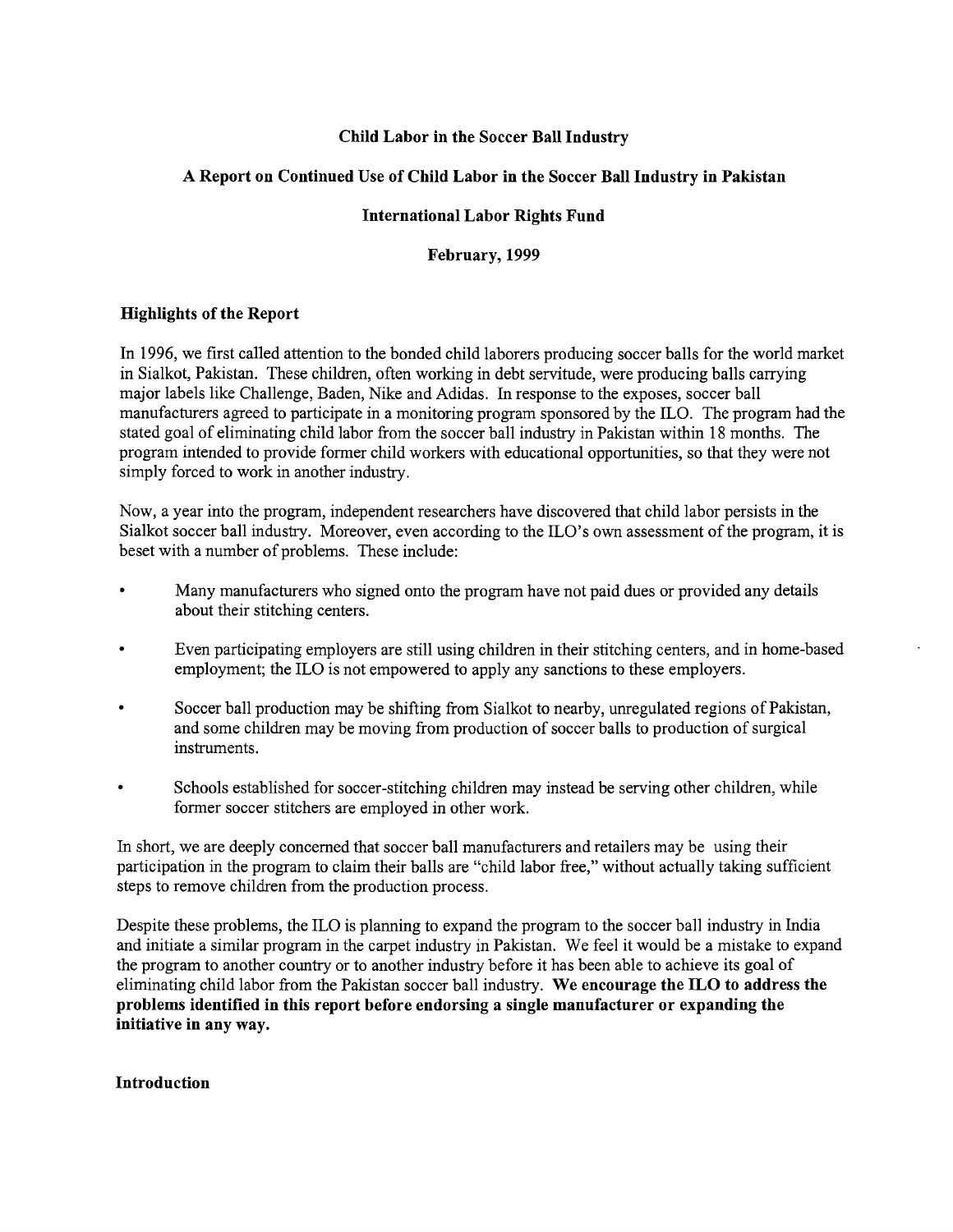# Child Labor in the Soccer Ball Industry

## A Report on Continued Use of Child Labor in the Soccer Ball Industry in Pakistan

### International Labor Rights Fund

### February, 1999

### Highlights of the Report

In 1996, we first called attention to the bonded child laborers producing soccer balls for the world market in Sialkot, Pakistan. These children, often working in debt servitude, were producing balls carrying major labels like Challenge, Baden, Nike and Adidas. In response to the exposes, soccer ball manufacturers agreed to participate in a monitoring program sponsored by the ILO. The program had the stated goal of eliminating child labor from the soccer ball industry in Pakistan within 18 months. The program intended to provide former child workers with educational opportunities, so that they were not simply forced to work in another industry.

Now, a year into the program, independent researchers have discovered that child labor persists in the Sialkot soccer ball industry. Moreover, even according to the ILO's own assessment of the program, it is beset with a number of problems. These include:

- Many manufacturers who signed onto the program have not paid dues or provided any details about their stitching centers.
- Even participating employers are still using children in their stitching centers, and in home-based employment; the ILO is not empowered to apply any sanctions to these employers.
- Soccer ball production may be shifting from Sialkot to nearby, unregulated regions of Pakistan, and some children may be moving from production of soccer balls to production of surgical instruments.
- Schools established for soccer-stitching children may instead be serving other children, while former soccer stitchers are employed in other work.

In short, we are deeply concerned that soccer ball manufacturers and retailers may be using their participation in the program to claim their balls are "child labor free," without actually taking sufficient steps to remove children from the production process.

Despite these problems, the ILO is planning to expand the program to the soccer ball industry in India and initiate a similar program in the carpet industry in Pakistan. We feel it would be a mistake to expand the program to another country or to another industry before it has been able to achieve its goal of eliminating child labor from the Pakistan soccer ball industry. **We encourage the ILO to address the problems identified in this report before endorsing a single manufacturer or expanding the initiative in any way.**

### Introduction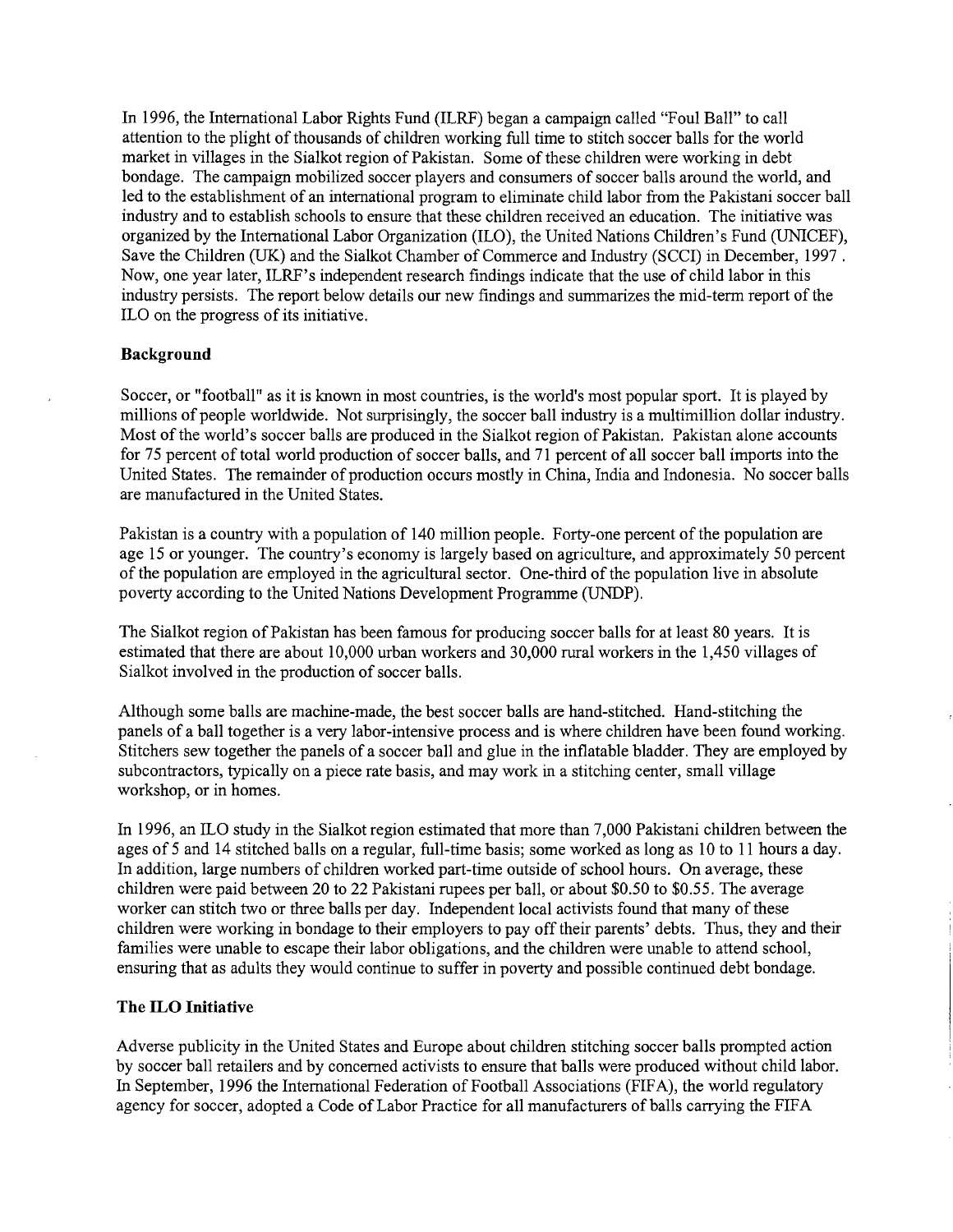In 1996, the International Labor Rights Fund (ILRF) began a campaign called "Foul Ball" to call attention to the plight of thousands of children working full time to stitch soccer balls for the world market in villages in the Sialkot region of Pakistan. Some of these children were working in debt bondage. The campaign mobilized soccer players and consumers of soccer balls around the world, and led to the establishment of an international program to eliminate child labor from the Pakistani soccer ball industry and to establish schools to ensure that these children received an education. The initiative was organized by the International Labor Organization (ILO), the United Nations Children's Fund (UNICEF), Save the Children (UK) and the Sialkot Chamber of Commerce and Industry (SCCI) in December, 1997 . Now, one year later, ILRF's independent research findings indicate that the use of child labor in this industry persists. The report below details our new findings and summarizes the mid-term report of the ILO on the progress of its initiative.

**Background**

Soccer, or "football" as it is known in most countries, is the world's most popular sport. It is played by millions of people worldwide. Not surprisingly, the soccer ball industry is a multimillion dollar industry. Most of the world's soccer balls are produced in the Sialkot region of Pakistan. Pakistan alone accounts for 75 percent of total world production of soccer balls, and 71 percent of all soccer ball imports into the United States. The remainder of production occurs mostly in China, India and Indonesia. No soccer balls are manufactured in the United States.

Pakistan is a country with a population of 140 million people. Forty-one percent of the population are age 15 or younger. The country's economy is largely based on agriculture, and approximately 50 percent of the population are employed in the agricultural sector. One-third of the population live in absolute poverty according to the United Nations Development Programme (UNDP).

The Sialkot region of Pakistan has been famous for producing soccer balls for at least 80 years. It is estimated that there are about 10,000 urban workers and 30,000 rural workers in the 1,450 villages of Sialkot involved in the production of soccer balls.

Although some balls are machine-made, the best soccer balls are hand-stitched. Hand-stitching the panels of a ball together is a very labor-intensive process and is where children have been found working. Stitchers sew together the panels of a soccer ball and glue in the inflatable bladder. They are employed by subcontractors, typically on a piece rate basis, and may work in a stitching center, small village workshop, or in homes.

In 1996, an ILO study in the Sialkot region estimated that more than 7,000 Pakistani children between the ages of 5 and 14 stitched balls on a regular, full-time basis; some worked as long as 10 to 11 hours a day. In addition, large numbers of children worked part-time outside of school hours. On average, these children were paid between 20 to 22 Pakistani rupees per ball, or about $0.50 to $0.55. The average worker can stitch two or three balls per day. Independent local activists found that many of these children were working in bondage to their employers to pay off their parents' debts. Thus, they and their families were unable to escape their labor obligations, and the children were unable to attend school, ensuring that as adults they would continue to suffer in poverty and possible continued debt bondage.

**The ILO Initiative**

Adverse publicity in the United States and Europe about children stitching soccer balls prompted action by soccer ball retailers and by concerned activists to ensure that balls were produced without child labor. In September, 1996 the International Federation of Football Associations (FIFA), the world regulatory agency for soccer, adopted a Code of Labor Practice for all manufacturers of balls carrying the FIFA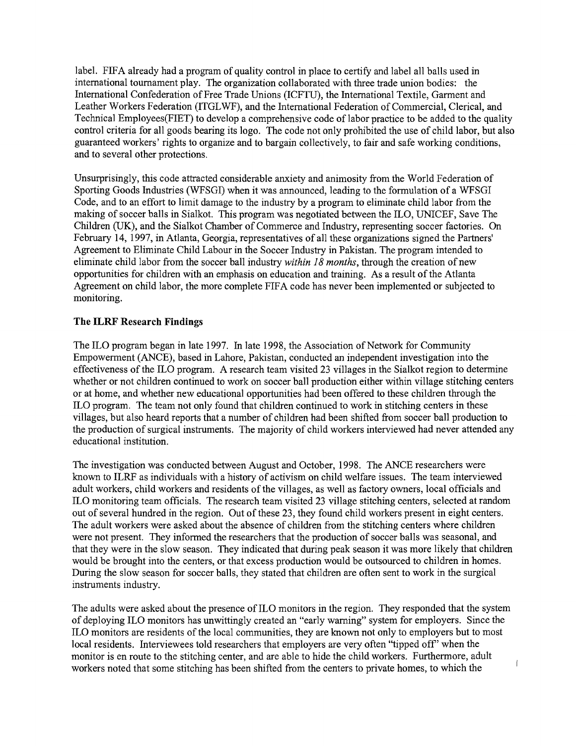label. FIFA already had a program of quality control in place to certify and label all balls used in international tournament play. The organization collaborated with three trade union bodies: the International Confederation of Free Trade Unions (ICFTU), the International Textile, Garment and Leather Workers Federation (ITGLWF), and the International Federation of Commercial, Clerical, and Technical Employees(FIET) to develop a comprehensive code of labor practice to be added to the quality control criteria for all goods bearing its logo. The code not only prohibited the use of child labor, but also guaranteed workers' rights to organize and to bargain collectively, to fair and safe working conditions, and to several other protections.

Unsurprisingly, this code attracted considerable anxiety and animosity from the World Federation of Sporting Goods Industries (WFSGI) when it was announced, leading to the formulation of a WFSGI Code, and to an effort to limit damage to the industry by a program to eliminate child labor from the making of soccer balls in Sialkot. This program was negotiated between the ILO, UNICEF, Save The Children (UK), and the Sialkot Chamber of Commerce and Industry, representing soccer factories. On February 14, 1997, in Atlanta, Georgia, representatives of all these organizations signed the Partners' Agreement to Eliminate Child Labour in the Soccer Industry in Pakistan. The program intended to eliminate child labor from the soccer ball industry *within 18 months*, through the creation of new opportunities for children with an emphasis on education and training. As a result of the Atlanta Agreement on child labor, the more complete FIFA code has never been implemented or subjected to monitoring.

## The ILRF Research Findings

The ILO program began in late 1997. In late 1998, the Association of Network for Community Empowerment (ANCE), based in Lahore, Pakistan, conducted an independent investigation into the effectiveness of the ILO program. A research team visited 23 villages in the Sialkot region to determine whether or not children continued to work on soccer ball production either within village stitching centers or at home, and whether new educational opportunities had been offered to these children through the ILO program. The team not only found that children continued to work in stitching centers in these villages, but also heard reports that a number of children had been shifted from soccer ball production to the production of surgical instruments. The majority of child workers interviewed had never attended any educational institution.

The investigation was conducted between August and October, 1998. The ANCE researchers were known to ILRF as individuals with a history of activism on child welfare issues. The team interviewed adult workers, child workers and residents of the villages, as well as factory owners, local officials and ILO monitoring team officials. The research team visited 23 village stitching centers, selected at random out of several hundred in the region. Out of these 23, they found child workers present in eight centers. The adult workers were asked about the absence of children from the stitching centers where children were not present. They informed the researchers that the production of soccer balls was seasonal, and that they were in the slow season. They indicated that during peak season it was more likely that children would be brought into the centers, or that excess production would be outsourced to children in homes. During the slow season for soccer balls, they stated that children are often sent to work in the surgical instruments industry.

The adults were asked about the presence of ILO monitors in the region. They responded that the system of deploying ILO monitors has unwittingly created an "early warning" system for employers. Since the ILO monitors are residents of the local communities, they are known not only to employers but to most local residents. Interviewees told researchers that employers are very often "tipped off" when the monitor is en route to the stitching center, and are able to hide the child workers. Furthermore, adult workers noted that some stitching has been shifted from the centers to private homes, to which the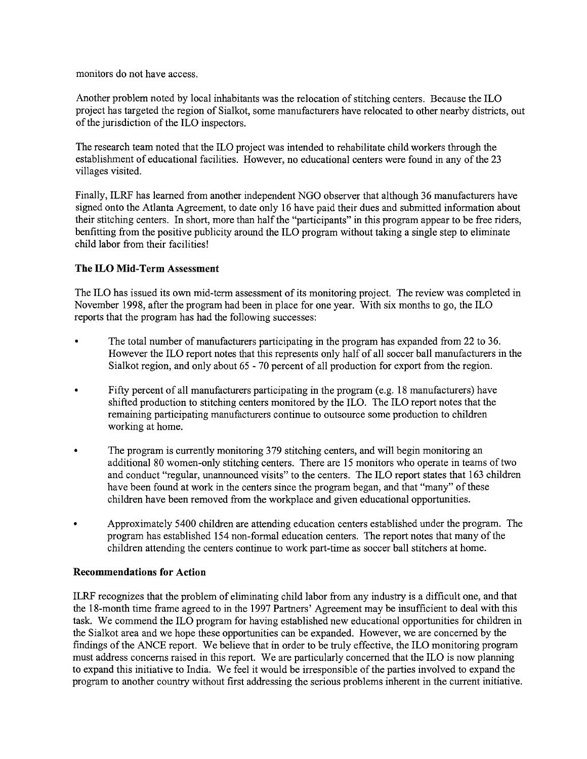monitors do not have access.

Another problem noted by local inhabitants was the relocation of stitching centers. Because the ILO project has targeted the region of Sialkot, some manufacturers have relocated to other nearby districts, out of the jurisdiction of the ILO inspectors.

The research team noted that the ILO project was intended to rehabilitate child workers through the establishment of educational facilities. However, no educational centers were found in any of the 23 villages visited.

Finally, ILRF has learned from another independent NGO observer that although 36 manufacturers have signed onto the Atlanta Agreement, to date only 16 have paid their dues and submitted information about their stitching centers. In short, more than half the "participants" in this program appear to be free riders, benfitting from the positive publicity around the ILO program without taking a single step to eliminate child labor from their facilities!

### The ILO Mid-Term Assessment

The ILO has issued its own mid-term assessment of its monitoring project. The review was completed in November 1998, after the program had been in place for one year. With six months to go, the ILO reports that the program has had the following successes:

- The total number of manufacturers participating in the program has expanded from 22 to 36. However the ILO report notes that this represents only half of all soccer ball manufacturers in the Sialkot region, and only about 65 - 70 percent of all production for export from the region.
- Fifty percent of all manufacturers participating in the program (e.g. 18 manufacturers) have shifted production to stitching centers monitored by the ILO. The ILO report notes that the remaining participating manufacturers continue to outsource some production to children working at home.
- The program is currently monitoring 379 stitching centers, and will begin monitoring an additional 80 women-only stitching centers. There are 15 monitors who operate in teams of two and conduct "regular, unannounced visits" to the centers. The ILO report states that 163 children have been found at work in the centers since the program began, and that "many" of these children have been removed from the workplace and given educational opportunities.
- Approximately 5400 children are attending education centers established under the program. The program has established 154 non-formal education centers. The report notes that many of the children attending the centers continue to work part-time as soccer ball stitchers at home.

### Recommendations for Action

ILRF recognizes that the problem of eliminating child labor from any industry is a difficult one, and that the 18-month time frame agreed to in the 1997 Partners' Agreement may be insufficient to deal with this task. We commend the ILO program for having established new educational opportunities for children in the Sialkot area and we hope these opportunities can be expanded. However, we are concerned by the findings of the ANCE report. We believe that in order to be truly effective, the ILO monitoring program must address concerns raised in this report. We are particularly concerned that the ILO is now planning to expand this initiative to India. We feel it would be irresponsible of the parties involved to expand the program to another country without first addressing the serious problems inherent in the current initiative.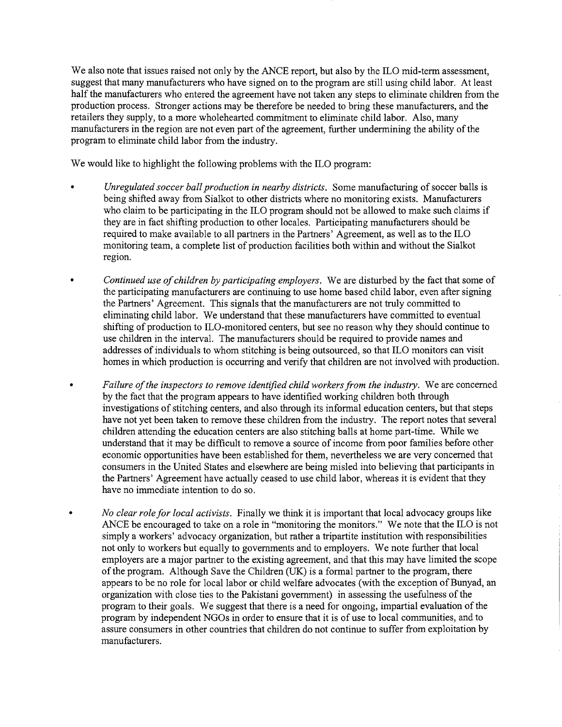We also note that issues raised not only by the ANCE report, but also by the ILO mid-term assessment, suggest that many manufacturers who have signed on to the program are still using child labor. At least half the manufacturers who entered the agreement have not taken any steps to eliminate children from the production process. Stronger actions may be therefore be needed to bring these manufacturers, and the retailers they supply, to a more wholehearted commitment to eliminate child labor. Also, many manufacturers in the region are not even part of the agreement, further undermining the ability of the program to eliminate child labor from the industry.

We would like to highlight the following problems with the ILO program:

- *Unregulated soccer ball production in nearby districts.* Some manufacturing of soccer balls is being shifted away from Sialkot to other districts where no monitoring exists. Manufacturers who claim to be participating in the ILO program should not be allowed to make such claims if they are in fact shifting production to other locales. Participating manufacturers should be required to make available to all partners in the Partners' Agreement, as well as to the ILO monitoring team, a complete list of production facilities both within and without the Sialkot region.

- *Continued use of children by participating employers.* We are disturbed by the fact that some of the participating manufacturers are continuing to use home based child labor, even after signing the Partners' Agreement. This signals that the manufacturers are not truly committed to eliminating child labor. We understand that these manufacturers have committed to eventual shifting of production to ILO-monitored centers, but see no reason why they should continue to use children in the interval. The manufacturers should be required to provide names and addresses of individuals to whom stitching is being outsourced, so that ILO monitors can visit homes in which production is occurring and verify that children are not involved with production.

- *Failure of the inspectors to remove identified child workers from the industry.* We are concerned by the fact that the program appears to have identified working children both through investigations of stitching centers, and also through its informal education centers, but that steps have not yet been taken to remove these children from the industry. The report notes that several children attending the education centers are also stitching balls at home part-time. While we understand that it may be difficult to remove a source of income from poor families before other economic opportunities have been established for them, nevertheless we are very concerned that consumers in the United States and elsewhere are being misled into believing that participants in the Partners' Agreement have actually ceased to use child labor, whereas it is evident that they have no immediate intention to do so.

- *No clear role for local activists.* Finally we think it is important that local advocacy groups like ANCE be encouraged to take on a role in "monitoring the monitors." We note that the ILO is not simply a workers' advocacy organization, but rather a tripartite institution with responsibilities not only to workers but equally to governments and to employers. We note further that local employers are a major partner to the existing agreement, and that this may have limited the scope of the program. Although Save the Children (UK) is a formal partner to the program, there appears to be no role for local labor or child welfare advocates (with the exception of Bunyad, an organization with close ties to the Pakistani government) in assessing the usefulness of the program to their goals. We suggest that there is a need for ongoing, impartial evaluation of the program by independent NGOs in order to ensure that it is of use to local communities, and to assure consumers in other countries that children do not continue to suffer from exploitation by manufacturers.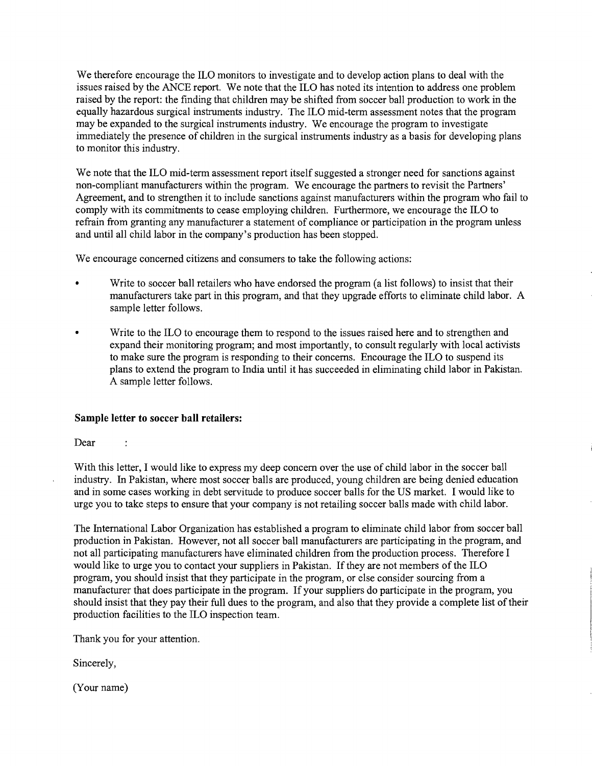We therefore encourage the ILO monitors to investigate and to develop action plans to deal with the issues raised by the ANCE report. We note that the ILO has noted its intention to address one problem raised by the report: the finding that children may be shifted from soccer ball production to work in the equally hazardous surgical instruments industry. The ILO mid-term assessment notes that the program may be expanded to the surgical instruments industry. We encourage the program to investigate immediately the presence of children in the surgical instruments industry as a basis for developing plans to monitor this industry.

We note that the ILO mid-term assessment report itself suggested a stronger need for sanctions against non-compliant manufacturers within the program. We encourage the partners to revisit the Partners' Agreement, and to strengthen it to include sanctions against manufacturers within the program who fail to comply with its commitments to cease employing children. Furthermore, we encourage the ILO to refrain from granting any manufacturer a statement of compliance or participation in the program unless and until all child labor in the company's production has been stopped.

We encourage concerned citizens and consumers to take the following actions:

- Write to soccer ball retailers who have endorsed the program (a list follows) to insist that their manufacturers take part in this program, and that they upgrade efforts to eliminate child labor. A sample letter follows.
- Write to the ILO to encourage them to respond to the issues raised here and to strengthen and expand their monitoring program; and most importantly, to consult regularly with local activists to make sure the program is responding to their concerns. Encourage the ILO to suspend its plans to extend the program to India until it has succeeded in eliminating child labor in Pakistan. A sample letter follows.

**Sample letter to soccer ball retailers:**

Dear :

With this letter, I would like to express my deep concern over the use of child labor in the soccer ball industry. In Pakistan, where most soccer balls are produced, young children are being denied education and in some cases working in debt servitude to produce soccer balls for the US market. I would like to urge you to take steps to ensure that your company is not retailing soccer balls made with child labor.

The International Labor Organization has established a program to eliminate child labor from soccer ball production in Pakistan. However, not all soccer ball manufacturers are participating in the program, and not all participating manufacturers have eliminated children from the production process. Therefore I would like to urge you to contact your suppliers in Pakistan. If they are not members of the ILO program, you should insist that they participate in the program, or else consider sourcing from a manufacturer that does participate in the program. If your suppliers do participate in the program, you should insist that they pay their full dues to the program, and also that they provide a complete list of their production facilities to the ILO inspection team.

Thank you for your attention.

Sincerely,

(Your name)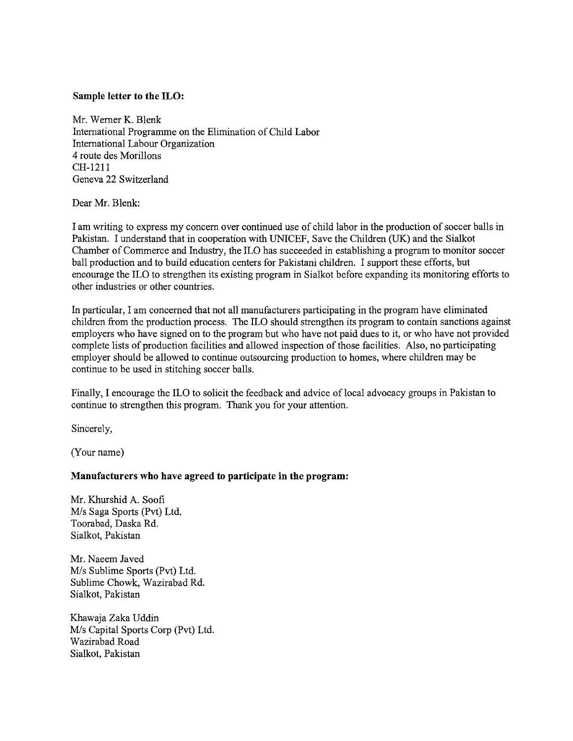**Sample letter to the ILO:**

Mr. Werner K. Blenk
International Programme on the Elimination of Child Labor
International Labour Organization
4 route des Morillons
CH-1211
Geneva 22 Switzerland

Dear Mr. Blenk:

I am writing to express my concern over continued use of child labor in the production of soccer balls in Pakistan. I understand that in cooperation with UNICEF, Save the Children (UK) and the Sialkot Chamber of Commerce and Industry, the ILO has succeeded in establishing a program to monitor soccer ball production and to build education centers for Pakistani children. I support these efforts, but encourage the ILO to strengthen its existing program in Sialkot before expanding its monitoring efforts to other industries or other countries.

In particular, I am concerned that not all manufacturers participating in the program have eliminated children from the production process. The ILO should strengthen its program to contain sanctions against employers who have signed on to the program but who have not paid dues to it, or who have not provided complete lists of production facilities and allowed inspection of those facilities. Also, no participating employer should be allowed to continue outsourcing production to homes, where children may be continue to be used in stitching soccer balls.

Finally, I encourage the ILO to solicit the feedback and advice of local advocacy groups in Pakistan to continue to strengthen this program. Thank you for your attention.

Sincerely,

(Your name)

**Manufacturers who have agreed to participate in the program:**

Mr. Khurshid A. Soofi
M/s Saga Sports (Pvt) Ltd.
Toorabad, Daska Rd.
Sialkot, Pakistan

Mr. Naeem Javed
M/s Sublime Sports (Pvt) Ltd.
Sublime Chowk, Wazirabad Rd.
Sialkot, Pakistan

Khawaja Zaka Uddin
M/s Capital Sports Corp (Pvt) Ltd.
Wazirabad Road
Sialkot, Pakistan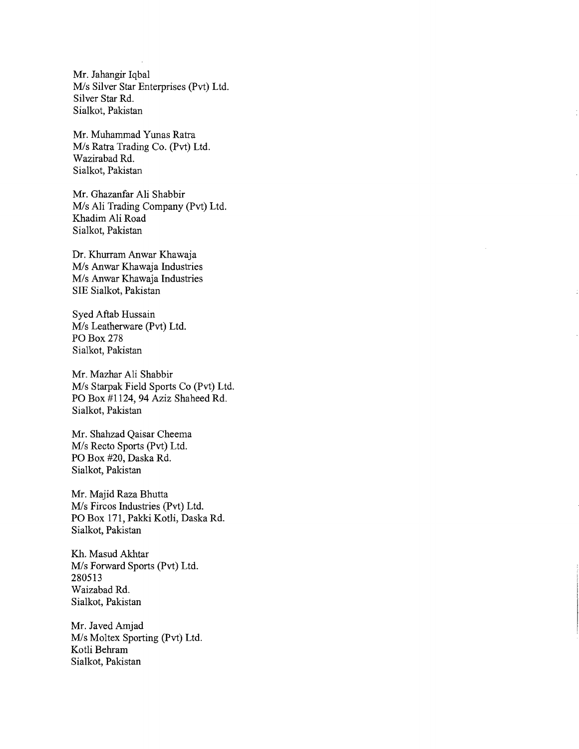Mr. Jahangir Iqbal
M/s Silver Star Enterprises (Pvt) Ltd.
Silver Star Rd.
Sialkot, Pakistan

Mr. Muhammad Yunas Ratra
M/s Ratra Trading Co. (Pvt) Ltd.
Wazirabad Rd.
Sialkot, Pakistan

Mr. Ghazanfar Ali Shabbir
M/s Ali Trading Company (Pvt) Ltd.
Khadim Ali Road
Sialkot, Pakistan

Dr. Khurram Anwar Khawaja
M/s Anwar Khawaja Industries
M/s Anwar Khawaja Industries
SIE Sialkot, Pakistan

Syed Aftab Hussain
M/s Leatherware (Pvt) Ltd.
PO Box 278
Sialkot, Pakistan

Mr. Mazhar Ali Shabbir
M/s Starpak Field Sports Co (Pvt) Ltd.
PO Box #1124, 94 Aziz Shaheed Rd.
Sialkot, Pakistan

Mr. Shahzad Qaisar Cheema
M/s Recto Sports (Pvt) Ltd.
PO Box #20, Daska Rd.
Sialkot, Pakistan

Mr. Majid Raza Bhutta
M/s Fircos Industries (Pvt) Ltd.
PO Box 171, Pakki Kotli, Daska Rd.
Sialkot, Pakistan

Kh. Masud Akhtar
M/s Forward Sports (Pvt) Ltd.
280513
Waizabad Rd.
Sialkot, Pakistan

Mr. Javed Amjad
M/s Moltex Sporting (Pvt) Ltd.
Kotli Behram
Sialkot, Pakistan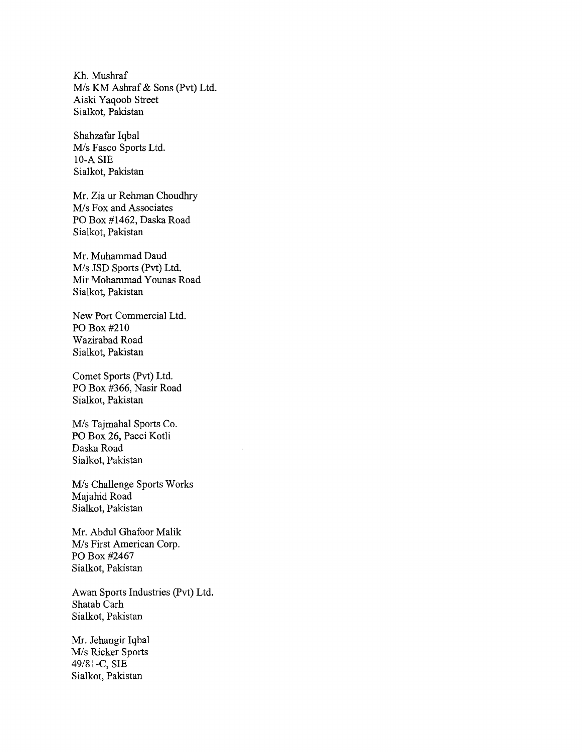Kh. Mushraf  
M/s KM Ashraf & Sons (Pvt) Ltd.  
Aiski Yaqoob Street  
Sialkot, Pakistan

Shahzafar Iqbal  
M/s Fasco Sports Ltd.  
10-A SIE  
Sialkot, Pakistan

Mr. Zia ur Rehman Choudhry  
M/s Fox and Associates  
PO Box #1462, Daska Road  
Sialkot, Pakistan

Mr. Muhammad Daud  
M/s JSD Sports (Pvt) Ltd.  
Mir Mohammad Younas Road  
Sialkot, Pakistan

New Port Commercial Ltd.  
PO Box #210  
Wazirabad Road  
Sialkot, Pakistan

Comet Sports (Pvt) Ltd.  
PO Box #366, Nasir Road  
Sialkot, Pakistan

M/s Tajmahal Sports Co.  
PO Box 26, Pacci Kotli  
Daska Road  
Sialkot, Pakistan

M/s Challenge Sports Works  
Majahid Road  
Sialkot, Pakistan

Mr. Abdul Ghafoor Malik  
M/s First American Corp.  
PO Box #2467  
Sialkot, Pakistan

Awan Sports Industries (Pvt) Ltd.  
Shatab Carh  
Sialkot, Pakistan

Mr. Jehangir Iqbal  
M/s Ricker Sports  
49/81-C, SIE  
Sialkot, Pakistan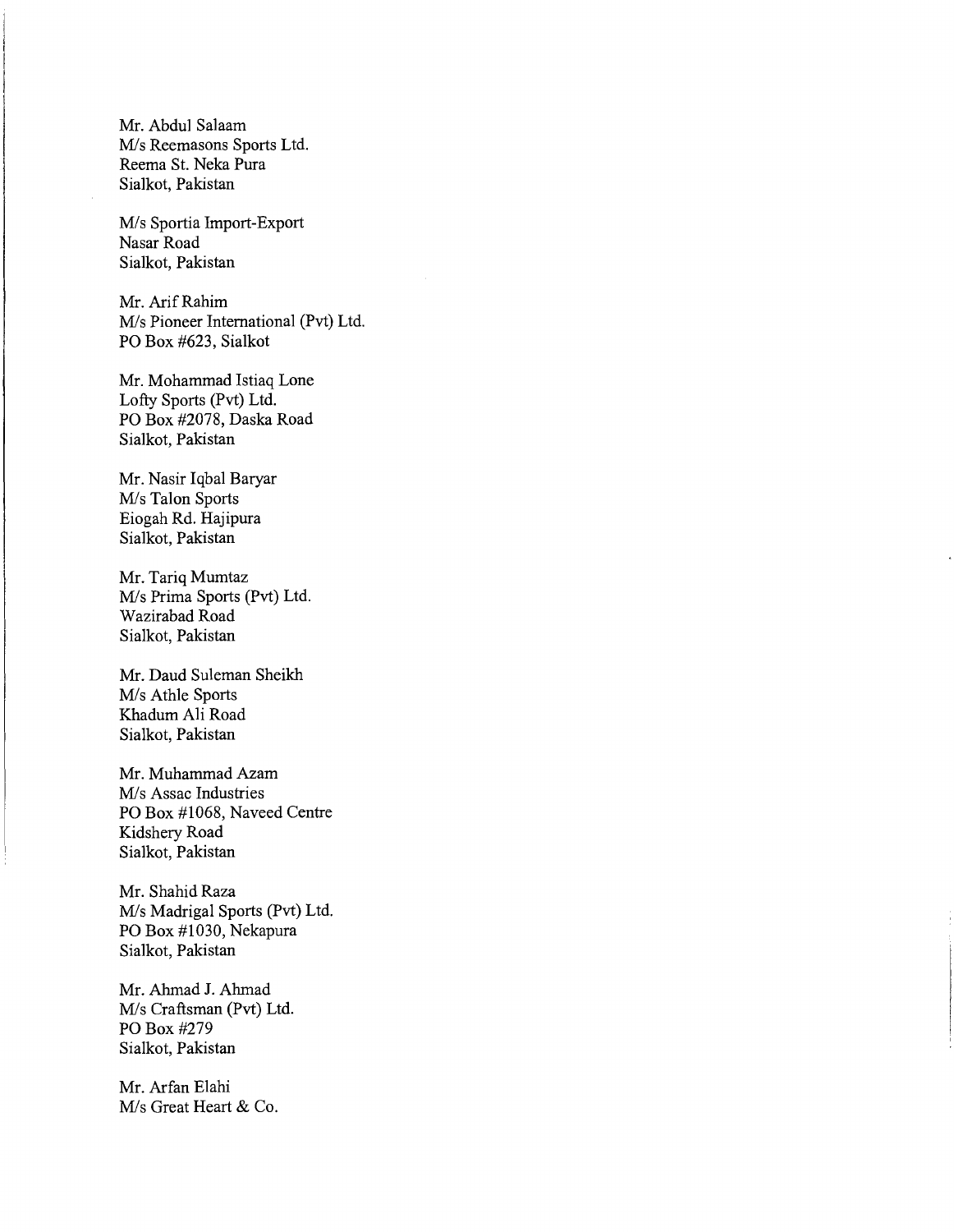Mr. Abdul Salaam
M/s Reemasons Sports Ltd.
Reema St. Neka Pura
Sialkot, Pakistan

M/s Sportia Import-Export
Nasar Road
Sialkot, Pakistan

Mr. Arif Rahim
M/s Pioneer International (Pvt) Ltd.
PO Box #623, Sialkot

Mr. Mohammad Istiaq Lone
Lofty Sports (Pvt) Ltd.
PO Box #2078, Daska Road
Sialkot, Pakistan

Mr. Nasir Iqbal Baryar
M/s Talon Sports
Eiogah Rd. Hajipura
Sialkot, Pakistan

Mr. Tariq Mumtaz
M/s Prima Sports (Pvt) Ltd.
Wazirabad Road
Sialkot, Pakistan

Mr. Daud Suleman Sheikh
M/s Athle Sports
Khadum Ali Road
Sialkot, Pakistan

Mr. Muhammad Azam
M/s Assac Industries
PO Box #1068, Naveed Centre
Kidshery Road
Sialkot, Pakistan

Mr. Shahid Raza
M/s Madrigal Sports (Pvt) Ltd.
PO Box #1030, Nekapura
Sialkot, Pakistan

Mr. Ahmad J. Ahmad
M/s Craftsman (Pvt) Ltd.
PO Box #279
Sialkot, Pakistan

Mr. Arfan Elahi
M/s Great Heart & Co.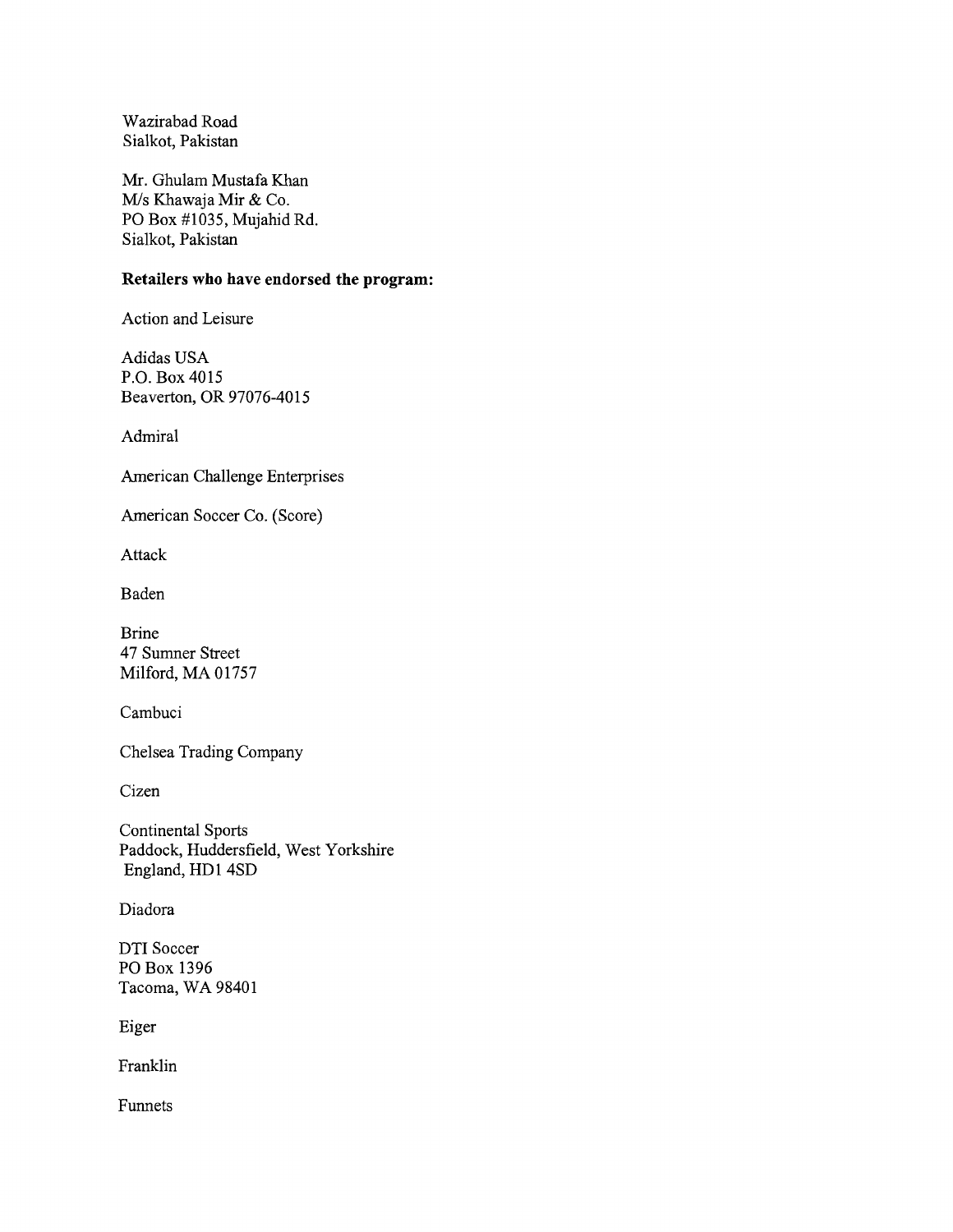Wazirabad Road
Sialkot, Pakistan

Mr. Ghulam Mustafa Khan
M/s Khawaja Mir & Co.
PO Box #1035, Mujahid Rd.
Sialkot, Pakistan

**Retailers who have endorsed the program:**

Action and Leisure

Adidas USA
P.O. Box 4015
Beaverton, OR 97076-4015

Admiral

American Challenge Enterprises

American Soccer Co. (Score)

Attack

Baden

Brine
47 Sumner Street
Milford, MA 01757

Cambuci

Chelsea Trading Company

Cizen

Continental Sports
Paddock, Huddersfield, West Yorkshire
England, HD1 4SD

Diadora

DTI Soccer
PO Box 1396
Tacoma, WA 98401

Eiger

Franklin

Funnets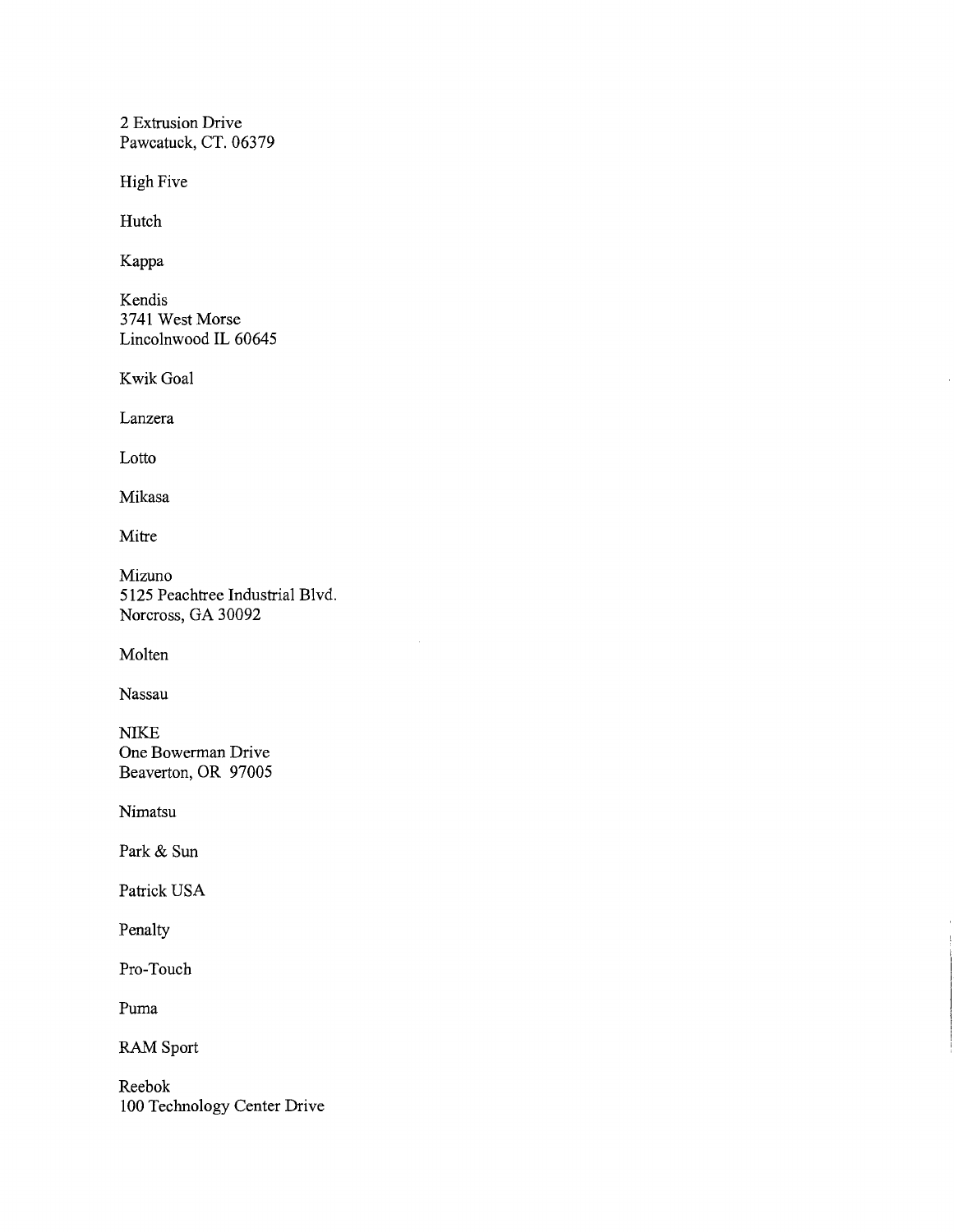2 Extrusion Drive
Pawcatuck, CT. 06379

High Five

Hutch

Kappa

Kendis
3741 West Morse
Lincolnwood IL 60645

Kwik Goal

Lanzera

Lotto

Mikasa

Mitre

Mizuno
5125 Peachtree Industrial Blvd.
Norcross, GA 30092

Molten

Nassau

NIKE
One Bowerman Drive
Beaverton, OR 97005

Nimatsu

Park & Sun

Patrick USA

Penalty

Pro-Touch

Puma

RAM Sport

Reebok
100 Technology Center Drive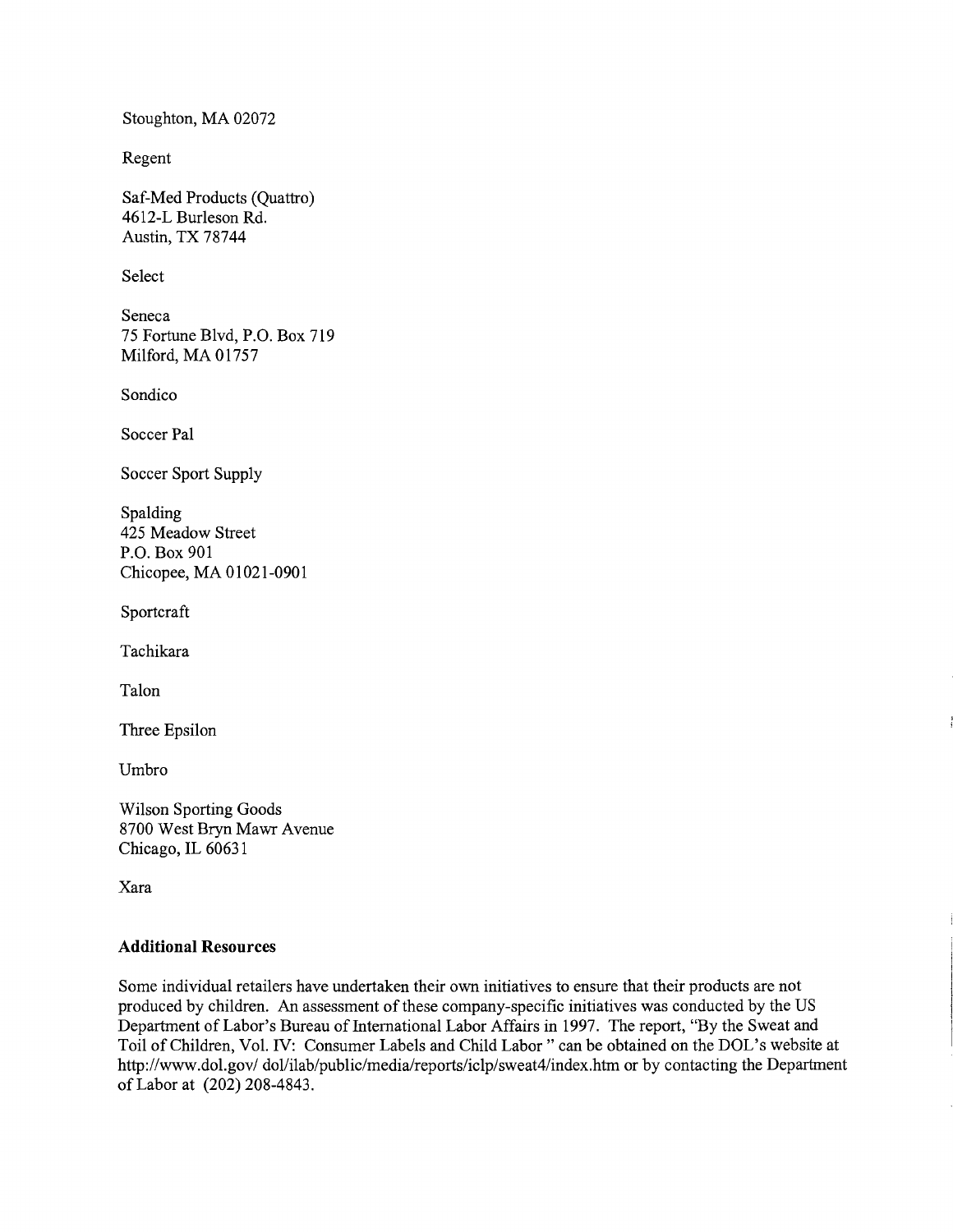Stoughton, MA 02072

Regent

Saf-Med Products (Quattro)
4612-L Burleson Rd.
Austin, TX 78744

Select

Seneca
75 Fortune Blvd, P.O. Box 719
Milford, MA 01757

Sondico

Soccer Pal

Soccer Sport Supply

Spalding
425 Meadow Street
P.O. Box 901
Chicopee, MA 01021-0901

Sportcraft

Tachikara

Talon

Three Epsilon

Umbro

Wilson Sporting Goods
8700 West Bryn Mawr Avenue
Chicago, IL 60631

Xara

**Additional Resources**

Some individual retailers have undertaken their own initiatives to ensure that their products are not produced by children. An assessment of these company-specific initiatives was conducted by the US Department of Labor's Bureau of International Labor Affairs in 1997. The report, "By the Sweat and Toil of Children, Vol. IV: Consumer Labels and Child Labor " can be obtained on the DOL's website at http://www.dol.gov/ dol/ilab/public/media/reports/iclp/sweat4/index.htm or by contacting the Department of Labor at (202) 208-4843.